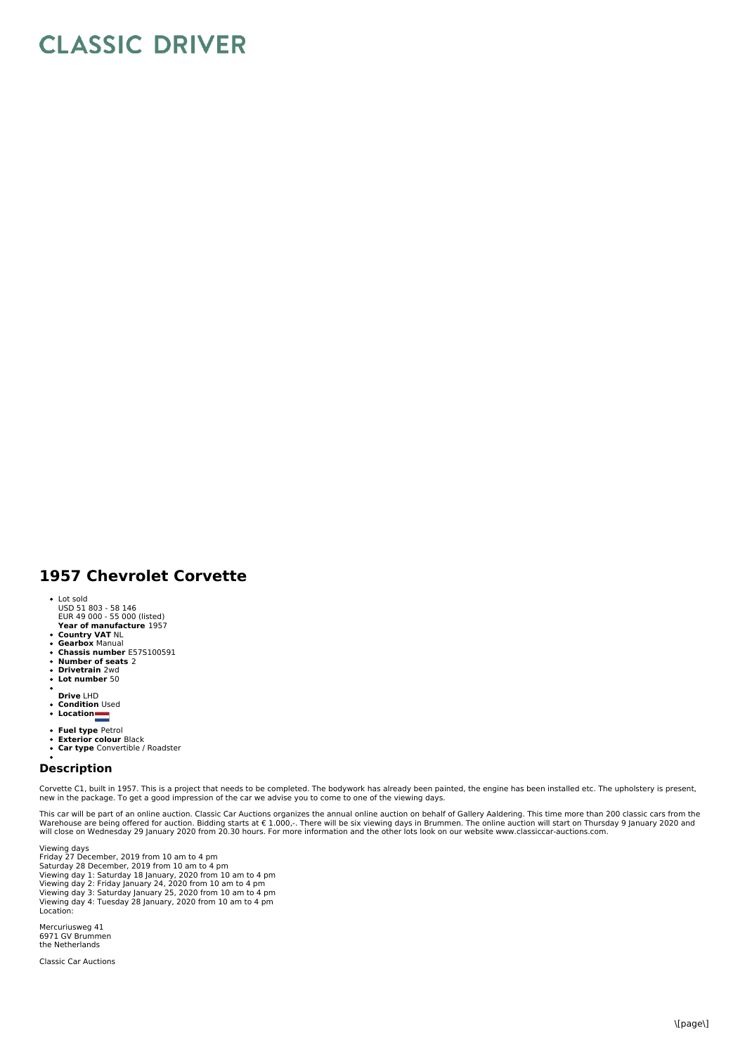# CLASSIC DRIVER

## 1957 Chevrolet Corvette

- Lot sold
  USD 51 803 - 58 146
  EUR 49 000 - 55 000 (listed)
  **Year of manufacture** 1957
- **Country VAT** NL
- **Gearbox** Manual
- **Chassis number** E57S100591
- **Number of seats** 2
- **Drivetrain** 2wd
- **Lot number** 50
- **Drive** LHD
- **Condition** Used
- **Location**
- **Fuel type** Petrol
- **Exterior colour** Black
- **Car type** Convertible / Roadster

### Description

Corvette C1, built in 1957. This is a project that needs to be completed. The bodywork has already been painted, the engine has been installed etc. The upholstery is present, new in the package. To get a good impression of the car we advise you to come to one of the viewing days.

This car will be part of an online auction. Classic Car Auctions organizes the annual online auction on behalf of Gallery Aaldering. This time more than 200 classic cars from the Warehouse are being offered for auction. Bidding starts at € 1.000,-. There will be six viewing days in Brummen. The online auction will start on Thursday 9 January 2020 and will close on Wednesday 29 January 2020 from 20.30 hours. For more information and the other lots look on our website www.classiccar-auctions.com.

Viewing days
Friday 27 December, 2019 from 10 am to 4 pm
Saturday 28 December, 2019 from 10 am to 4 pm
Viewing day 1: Saturday 18 January, 2020 from 10 am to 4 pm
Viewing day 2: Friday January 24, 2020 from 10 am to 4 pm
Viewing day 3: Saturday January 25, 2020 from 10 am to 4 pm
Viewing day 4: Tuesday 28 January, 2020 from 10 am to 4 pm
Location:

Mercuriusweg 41
6971 GV Brummen
the Netherlands

Classic Car Auctions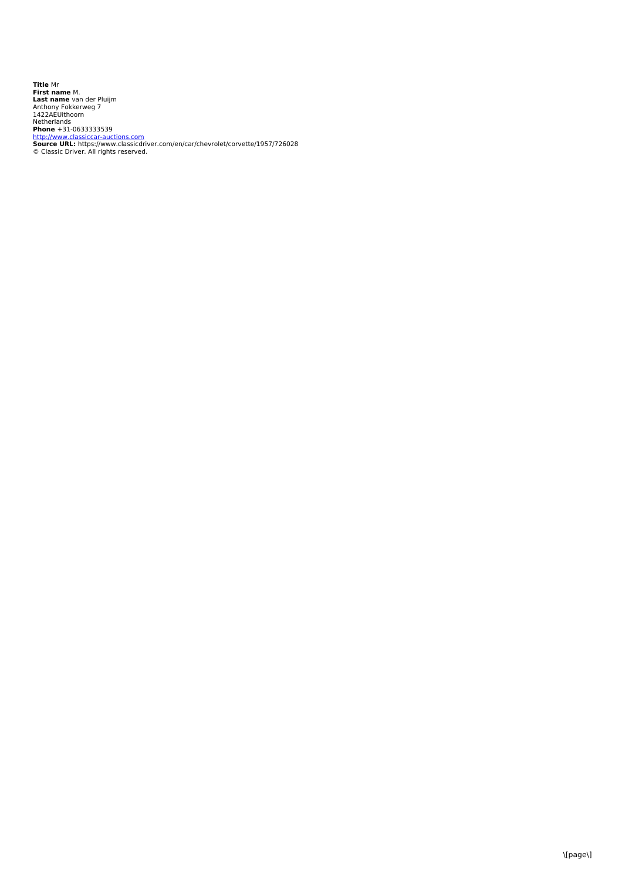**Title** Mr
**First name** M.
**Last name** van der Pluijm
Anthony Fokkerweg 7
1422AEUithoorn
Netherlands
**Phone** +31-0633333539
[http://www.classiccar-auctions.com](http://www.classiccar-auctions.com)
**Source URL:** https://www.classicdriver.com/en/car/chevrolet/corvette/1957/726028
© Classic Driver. All rights reserved.